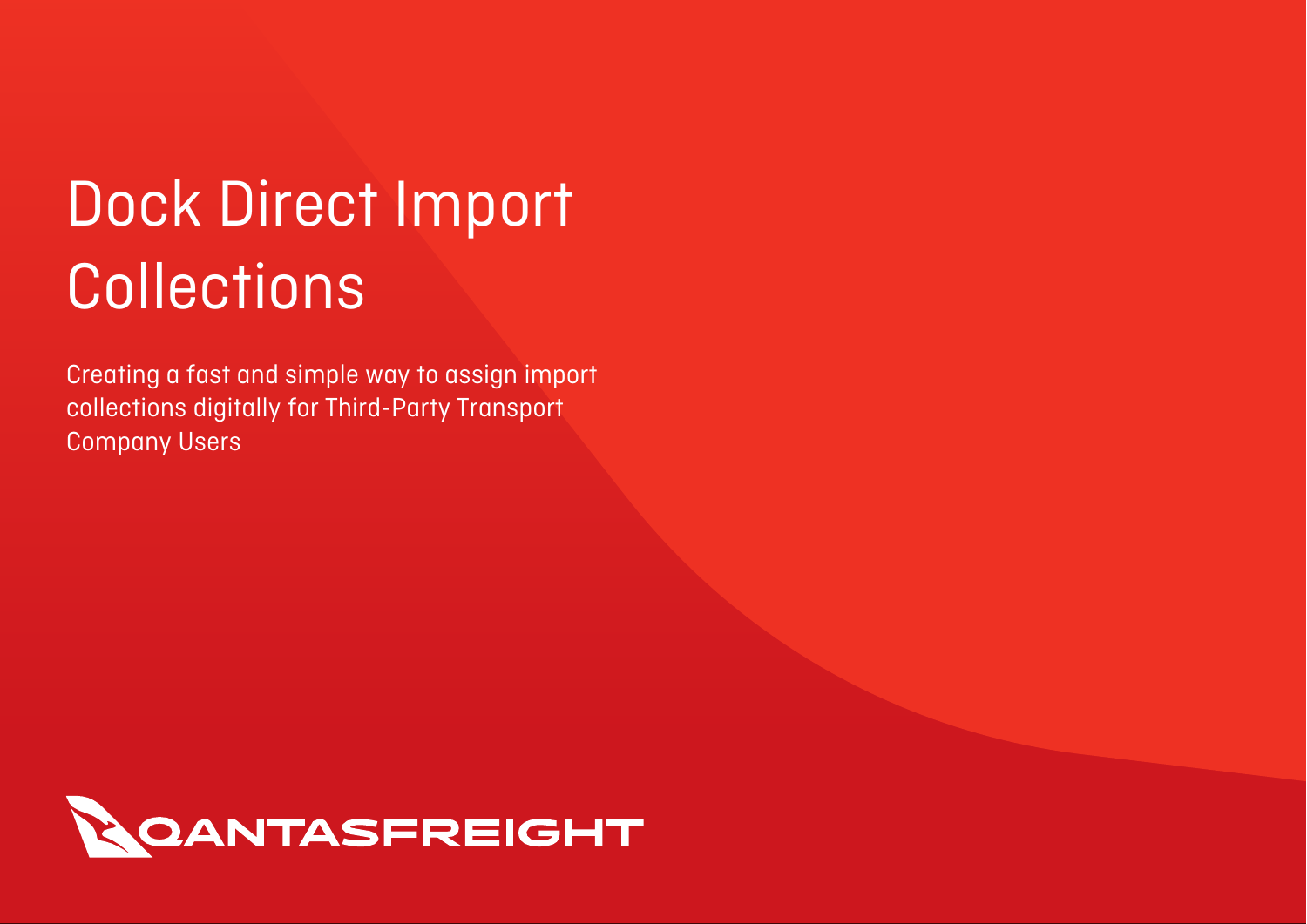# Dock Direct Import Collections

Creating a fast and simple way to assign import collections digitally for Third-Party Transport Company Users

QANTASFREIGHT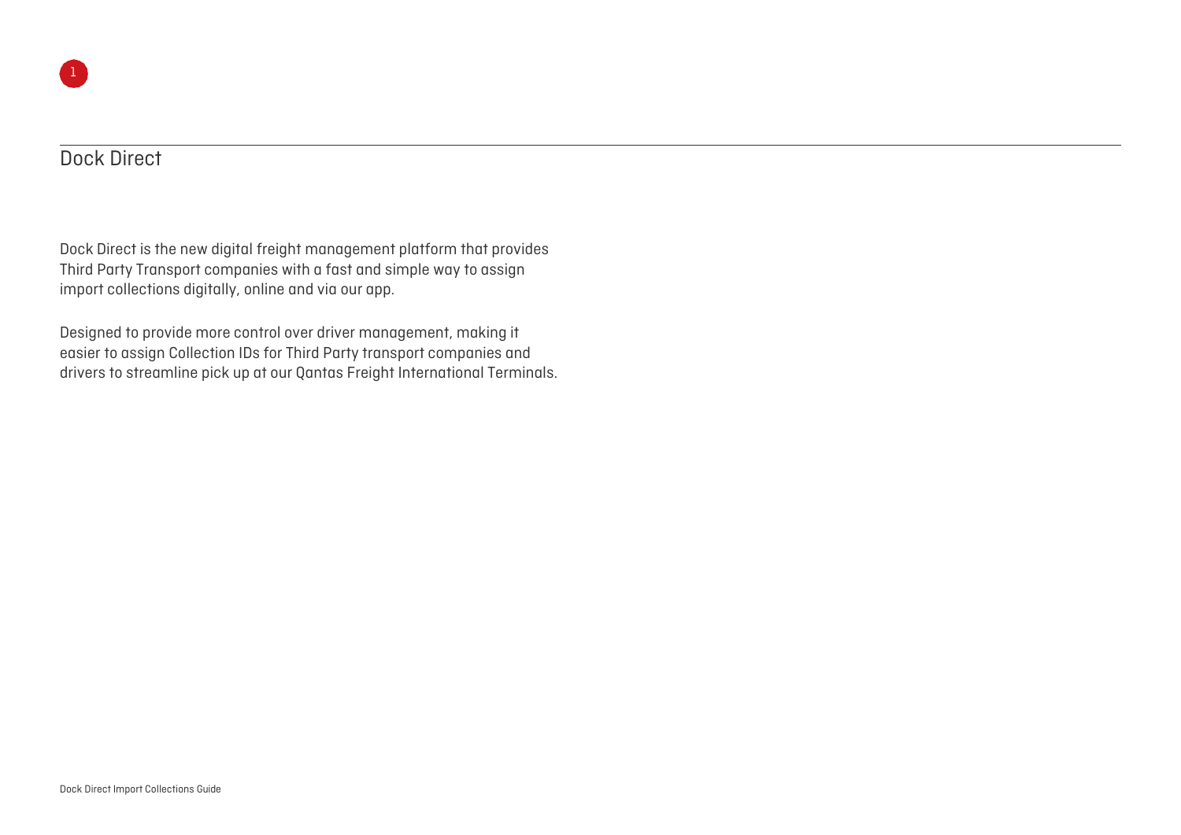# Dock Direct

Dock Direct is the new digital freight management platform that provides Third Party Transport companies with a fast and simple way to assign import collections digitally, online and via our app.

Designed to provide more control over driver management, making it easier to assign Collection IDs for Third Party transport companies and drivers to streamline pick up at our Qantas Freight International Terminals.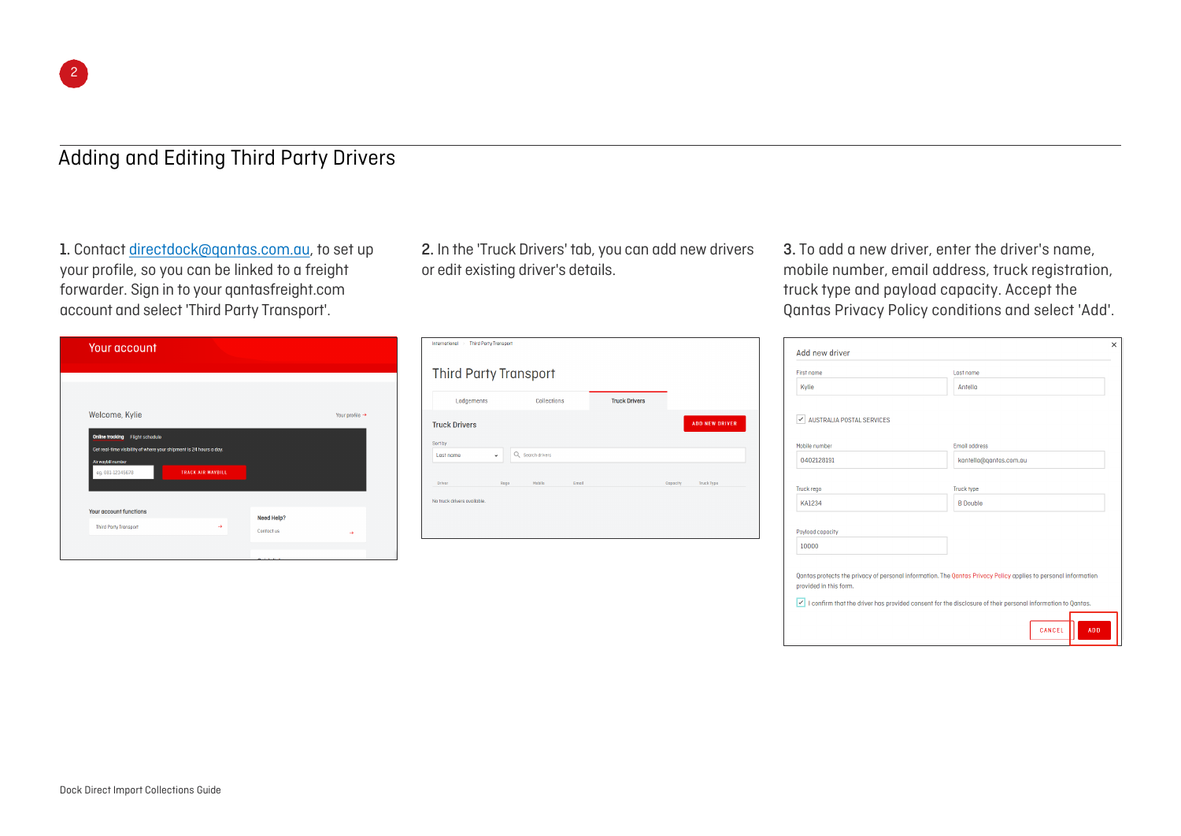2

## Adding and Editing Third Party Drivers

**1.** Contact directdock@qantas.com.au, to set up your profile, so you can be linked to a freight forwarder. Sign in to your qantasfreight.com account and select 'Third Party Transport'.

**2.** In the 'Truck Drivers' tab, you can add new drivers or edit existing driver's details.

**3.** To add a new driver, enter the driver's name, mobile number, email address, truck registration, truck type and payload capacity. Accept the Qantas Privacy Policy conditions and select 'Add'.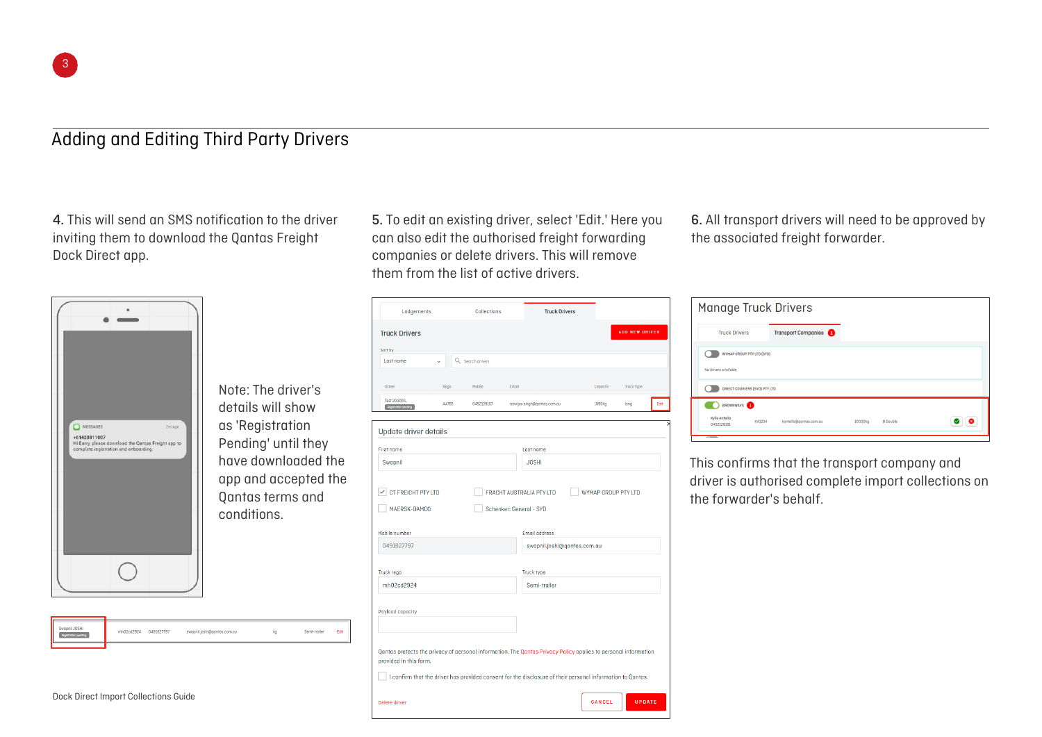# Adding and Editing Third Party Drivers

**4.** This will send an SMS notification to the driver inviting them to download the Qantas Freight Dock Direct app.

Note: The driver's details will show as 'Registration Pending' until they have downloaded the app and accepted the Qantas terms and conditions.

**5.** To edit an existing driver, select 'Edit.' Here you can also edit the authorised freight forwarding companies or delete drivers. This will remove them from the list of active drivers.

**6.** All transport drivers will need to be approved by the associated freight forwarder.

This confirms that the transport company and driver is authorised complete import collections on the forwarder's behalf.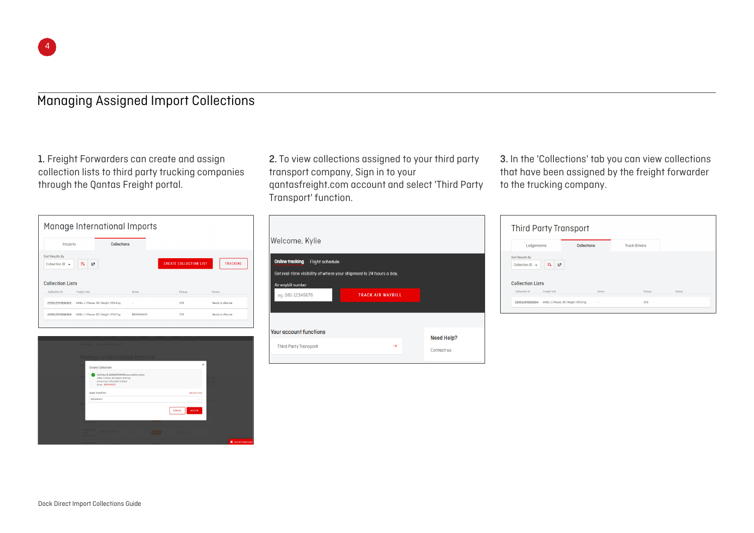# Managing Assigned Import Collections

**1.** Freight Forwarders can create and assign collection lists to third party trucking companies through the Qantas Freight portal.

**2.** To view collections assigned to your third party transport company, Sign in to your qantasfreight.com account and select 'Third Party Transport' function.

**3.** In the 'Collections' tab you can view collections that have been assigned by the freight forwarder to the trucking company.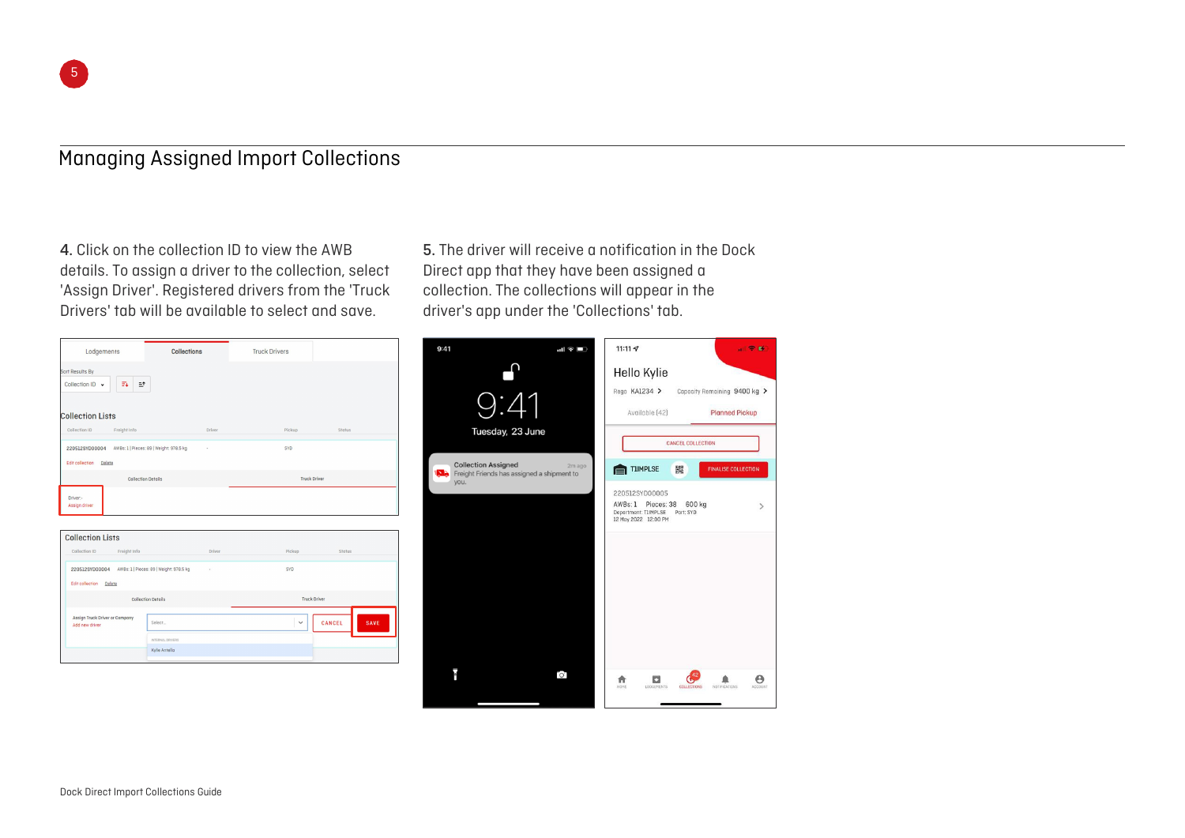# Managing Assigned Import Collections

4. Click on the collection ID to view the AWB details. To assign a driver to the collection, select 'Assign Driver'. Registered drivers from the 'Truck Drivers' tab will be available to select and save.

5. The driver will receive a notification in the Dock Direct app that they have been assigned a collection. The collections will appear in the driver's app under the 'Collections' tab.